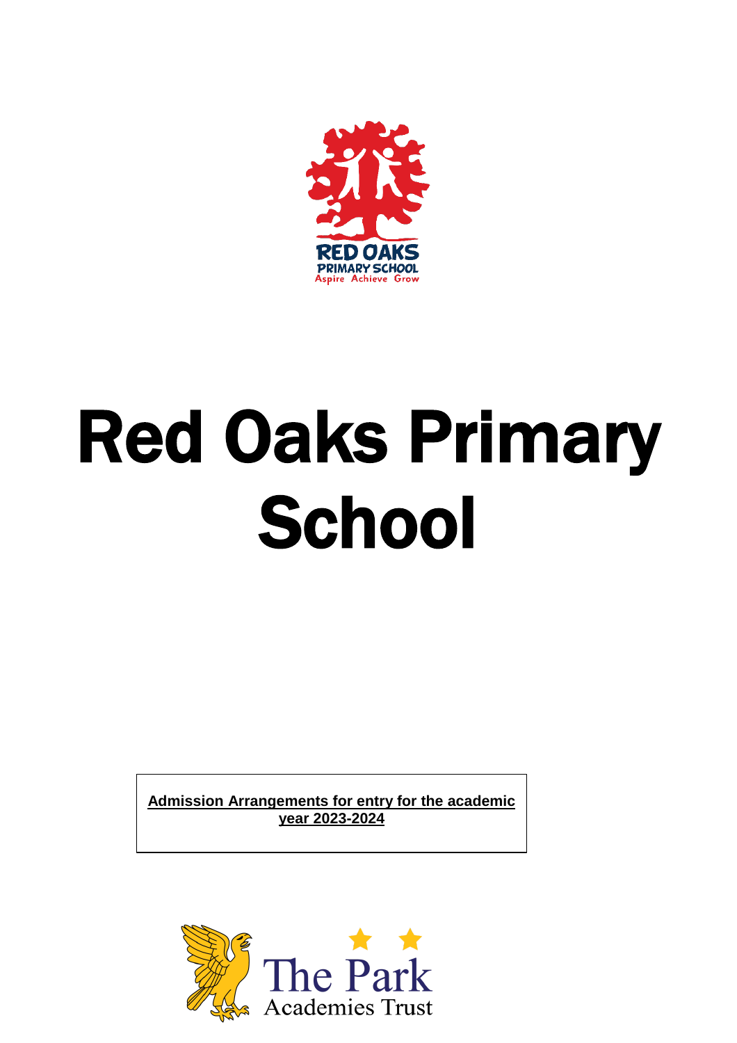RED OAKS
PRIMARY SCHOOL
Aspire Achieve Grow

# Red Oaks Primary School

**Admission Arrangements for entry for the academic year 2023-2024**

The Park
Academies Trust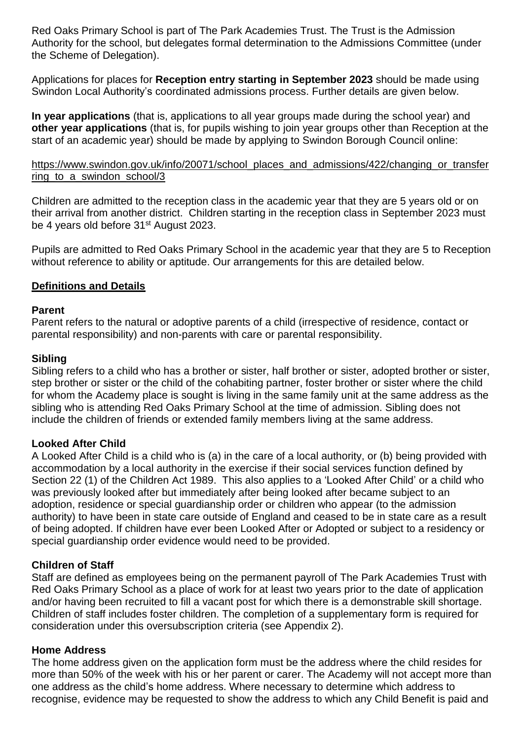Red Oaks Primary School is part of The Park Academies Trust. The Trust is the Admission Authority for the school, but delegates formal determination to the Admissions Committee (under the Scheme of Delegation).

Applications for places for **Reception entry starting in September 2023** should be made using Swindon Local Authority's coordinated admissions process. Further details are given below.

**In year applications** (that is, applications to all year groups made during the school year) and **other year applications** (that is, for pupils wishing to join year groups other than Reception at the start of an academic year) should be made by applying to Swindon Borough Council online:

https://www.swindon.gov.uk/info/20071/school_places_and_admissions/422/changing_or_transferring_to_a_swindon_school/3

Children are admitted to the reception class in the academic year that they are 5 years old or on their arrival from another district. Children starting in the reception class in September 2023 must be 4 years old before 31st August 2023.

Pupils are admitted to Red Oaks Primary School in the academic year that they are 5 to Reception without reference to ability or aptitude. Our arrangements for this are detailed below.

## Definitions and Details

### Parent

Parent refers to the natural or adoptive parents of a child (irrespective of residence, contact or parental responsibility) and non-parents with care or parental responsibility.

### Sibling

Sibling refers to a child who has a brother or sister, half brother or sister, adopted brother or sister, step brother or sister or the child of the cohabiting partner, foster brother or sister where the child for whom the Academy place is sought is living in the same family unit at the same address as the sibling who is attending Red Oaks Primary School at the time of admission. Sibling does not include the children of friends or extended family members living at the same address.

### Looked After Child

A Looked After Child is a child who is (a) in the care of a local authority, or (b) being provided with accommodation by a local authority in the exercise if their social services function defined by Section 22 (1) of the Children Act 1989. This also applies to a 'Looked After Child' or a child who was previously looked after but immediately after being looked after became subject to an adoption, residence or special guardianship order or children who appear (to the admission authority) to have been in state care outside of England and ceased to be in state care as a result of being adopted. If children have ever been Looked After or Adopted or subject to a residency or special guardianship order evidence would need to be provided.

### Children of Staff

Staff are defined as employees being on the permanent payroll of The Park Academies Trust with Red Oaks Primary School as a place of work for at least two years prior to the date of application and/or having been recruited to fill a vacant post for which there is a demonstrable skill shortage. Children of staff includes foster children. The completion of a supplementary form is required for consideration under this oversubscription criteria (see Appendix 2).

### Home Address

The home address given on the application form must be the address where the child resides for more than 50% of the week with his or her parent or carer. The Academy will not accept more than one address as the child's home address. Where necessary to determine which address to recognise, evidence may be requested to show the address to which any Child Benefit is paid and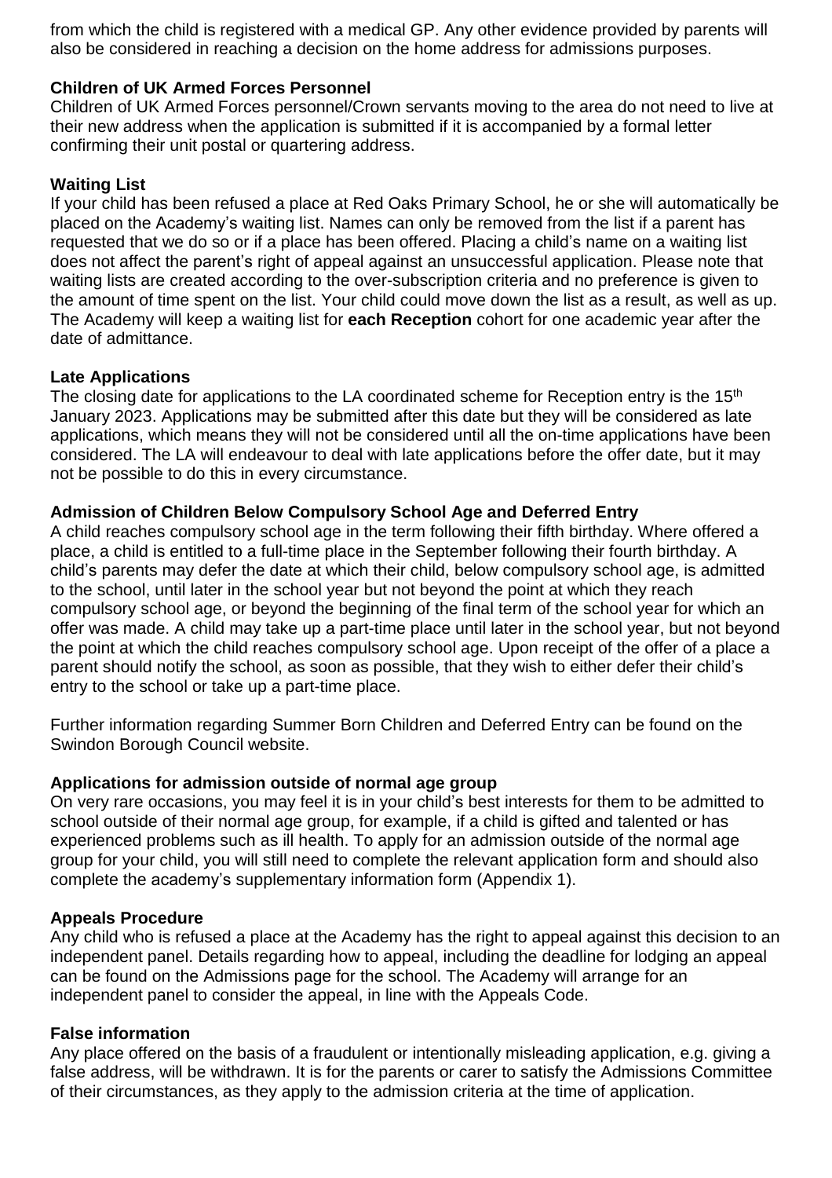from which the child is registered with a medical GP. Any other evidence provided by parents will also be considered in reaching a decision on the home address for admissions purposes.

**Children of UK Armed Forces Personnel**

Children of UK Armed Forces personnel/Crown servants moving to the area do not need to live at their new address when the application is submitted if it is accompanied by a formal letter confirming their unit postal or quartering address.

**Waiting List**

If your child has been refused a place at Red Oaks Primary School, he or she will automatically be placed on the Academy's waiting list. Names can only be removed from the list if a parent has requested that we do so or if a place has been offered. Placing a child's name on a waiting list does not affect the parent's right of appeal against an unsuccessful application. Please note that waiting lists are created according to the over-subscription criteria and no preference is given to the amount of time spent on the list. Your child could move down the list as a result, as well as up. The Academy will keep a waiting list for **each Reception** cohort for one academic year after the date of admittance.

**Late Applications**

The closing date for applications to the LA coordinated scheme for Reception entry is the 15th January 2023. Applications may be submitted after this date but they will be considered as late applications, which means they will not be considered until all the on-time applications have been considered. The LA will endeavour to deal with late applications before the offer date, but it may not be possible to do this in every circumstance.

**Admission of Children Below Compulsory School Age and Deferred Entry**

A child reaches compulsory school age in the term following their fifth birthday. Where offered a place, a child is entitled to a full-time place in the September following their fourth birthday. A child's parents may defer the date at which their child, below compulsory school age, is admitted to the school, until later in the school year but not beyond the point at which they reach compulsory school age, or beyond the beginning of the final term of the school year for which an offer was made. A child may take up a part-time place until later in the school year, but not beyond the point at which the child reaches compulsory school age. Upon receipt of the offer of a place a parent should notify the school, as soon as possible, that they wish to either defer their child's entry to the school or take up a part-time place.

Further information regarding Summer Born Children and Deferred Entry can be found on the Swindon Borough Council website.

**Applications for admission outside of normal age group**

On very rare occasions, you may feel it is in your child's best interests for them to be admitted to school outside of their normal age group, for example, if a child is gifted and talented or has experienced problems such as ill health. To apply for an admission outside of the normal age group for your child, you will still need to complete the relevant application form and should also complete the academy's supplementary information form (Appendix 1).

**Appeals Procedure**

Any child who is refused a place at the Academy has the right to appeal against this decision to an independent panel. Details regarding how to appeal, including the deadline for lodging an appeal can be found on the Admissions page for the school. The Academy will arrange for an independent panel to consider the appeal, in line with the Appeals Code.

**False information**

Any place offered on the basis of a fraudulent or intentionally misleading application, e.g. giving a false address, will be withdrawn. It is for the parents or carer to satisfy the Admissions Committee of their circumstances, as they apply to the admission criteria at the time of application.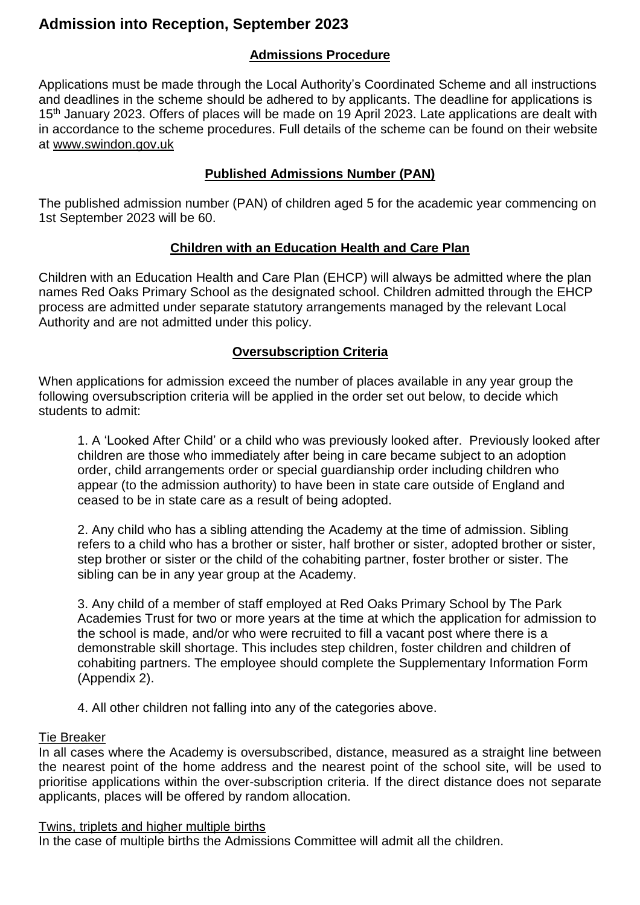# Admission into Reception, September 2023

## Admissions Procedure

Applications must be made through the Local Authority's Coordinated Scheme and all instructions and deadlines in the scheme should be adhered to by applicants. The deadline for applications is 15th January 2023. Offers of places will be made on 19 April 2023. Late applications are dealt with in accordance to the scheme procedures. Full details of the scheme can be found on their website at www.swindon.gov.uk

## Published Admissions Number (PAN)

The published admission number (PAN) of children aged 5 for the academic year commencing on 1st September 2023 will be 60.

## Children with an Education Health and Care Plan

Children with an Education Health and Care Plan (EHCP) will always be admitted where the plan names Red Oaks Primary School as the designated school. Children admitted through the EHCP process are admitted under separate statutory arrangements managed by the relevant Local Authority and are not admitted under this policy.

## Oversubscription Criteria

When applications for admission exceed the number of places available in any year group the following oversubscription criteria will be applied in the order set out below, to decide which students to admit:

1. A 'Looked After Child' or a child who was previously looked after. Previously looked after children are those who immediately after being in care became subject to an adoption order, child arrangements order or special guardianship order including children who appear (to the admission authority) to have been in state care outside of England and ceased to be in state care as a result of being adopted.

2. Any child who has a sibling attending the Academy at the time of admission. Sibling refers to a child who has a brother or sister, half brother or sister, adopted brother or sister, step brother or sister or the child of the cohabiting partner, foster brother or sister. The sibling can be in any year group at the Academy.

3. Any child of a member of staff employed at Red Oaks Primary School by The Park Academies Trust for two or more years at the time at which the application for admission to the school is made, and/or who were recruited to fill a vacant post where there is a demonstrable skill shortage. This includes step children, foster children and children of cohabiting partners. The employee should complete the Supplementary Information Form (Appendix 2).

4. All other children not falling into any of the categories above.

### Tie Breaker

In all cases where the Academy is oversubscribed, distance, measured as a straight line between the nearest point of the home address and the nearest point of the school site, will be used to prioritise applications within the over-subscription criteria. If the direct distance does not separate applicants, places will be offered by random allocation.

### Twins, triplets and higher multiple births

In the case of multiple births the Admissions Committee will admit all the children.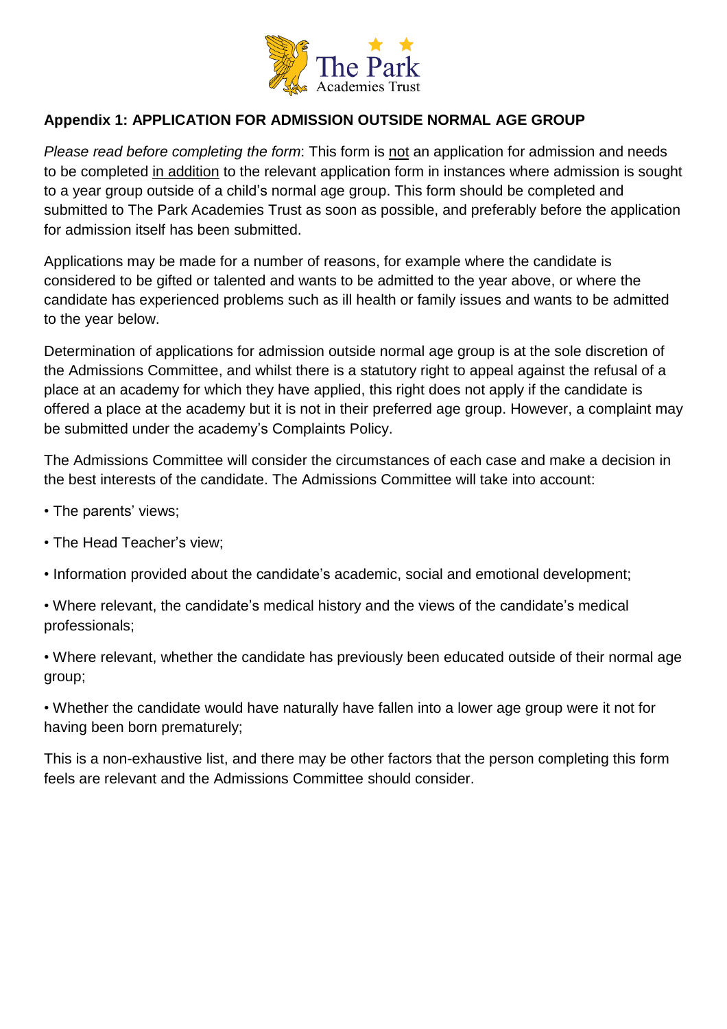**Appendix 1: APPLICATION FOR ADMISSION OUTSIDE NORMAL AGE GROUP**

*Please read before completing the form*: This form is not an application for admission and needs to be completed in addition to the relevant application form in instances where admission is sought to a year group outside of a child's normal age group. This form should be completed and submitted to The Park Academies Trust as soon as possible, and preferably before the application for admission itself has been submitted.

Applications may be made for a number of reasons, for example where the candidate is considered to be gifted or talented and wants to be admitted to the year above, or where the candidate has experienced problems such as ill health or family issues and wants to be admitted to the year below.

Determination of applications for admission outside normal age group is at the sole discretion of the Admissions Committee, and whilst there is a statutory right to appeal against the refusal of a place at an academy for which they have applied, this right does not apply if the candidate is offered a place at the academy but it is not in their preferred age group. However, a complaint may be submitted under the academy's Complaints Policy.

The Admissions Committee will consider the circumstances of each case and make a decision in the best interests of the candidate. The Admissions Committee will take into account:

- The parents' views;
- The Head Teacher's view;
- Information provided about the candidate's academic, social and emotional development;
- Where relevant, the candidate's medical history and the views of the candidate's medical professionals;
- Where relevant, whether the candidate has previously been educated outside of their normal age group;
- Whether the candidate would have naturally have fallen into a lower age group were it not for having been born prematurely;

This is a non-exhaustive list, and there may be other factors that the person completing this form feels are relevant and the Admissions Committee should consider.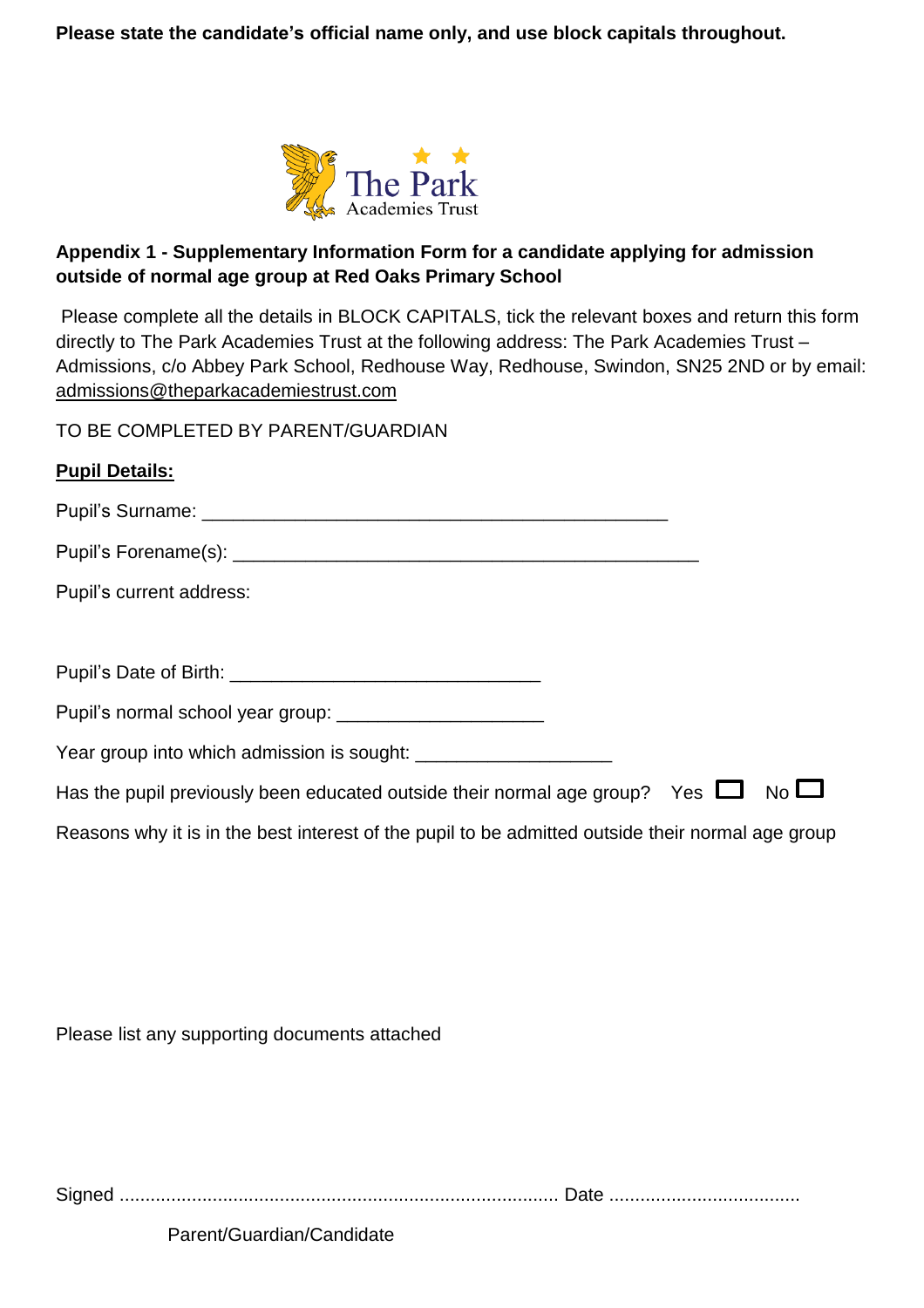**Please state the candidate's official name only, and use block capitals throughout.**

The Park Academies Trust

**Appendix 1 - Supplementary Information Form for a candidate applying for admission outside of normal age group at Red Oaks Primary School**

Please complete all the details in BLOCK CAPITALS, tick the relevant boxes and return this form directly to The Park Academies Trust at the following address: The Park Academies Trust – Admissions, c/o Abbey Park School, Redhouse Way, Redhouse, Swindon, SN25 2ND or by email: admissions@theparkacademiestrust.com

TO BE COMPLETED BY PARENT/GUARDIAN

**Pupil Details:**

Pupil's Surname: ___________________________________________

Pupil's Forename(s): ___________________________________________

Pupil's current address:

Pupil's Date of Birth: _____________________________

Pupil's normal school year group: ___________________

Year group into which admission is sought: __________________

Has the pupil previously been educated outside their normal age group? Yes ☐ No ☐

Reasons why it is in the best interest of the pupil to be admitted outside their normal age group

Please list any supporting documents attached

Signed .................................................................................... Date ....................................

Parent/Guardian/Candidate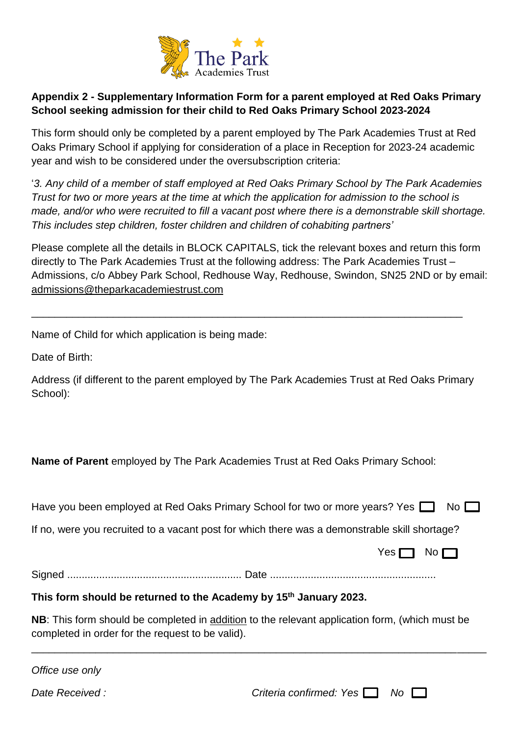The Park Academies Trust

**Appendix 2 - Supplementary Information Form for a parent employed at Red Oaks Primary School seeking admission for their child to Red Oaks Primary School 2023-2024**

This form should only be completed by a parent employed by The Park Academies Trust at Red Oaks Primary School if applying for consideration of a place in Reception for 2023-24 academic year and wish to be considered under the oversubscription criteria:

'*3. Any child of a member of staff employed at Red Oaks Primary School by The Park Academies Trust for two or more years at the time at which the application for admission to the school is made, and/or who were recruited to fill a vacant post where there is a demonstrable skill shortage. This includes step children, foster children and children of cohabiting partners'*

Please complete all the details in BLOCK CAPITALS, tick the relevant boxes and return this form directly to The Park Academies Trust at the following address: The Park Academies Trust – Admissions, c/o Abbey Park School, Redhouse Way, Redhouse, Swindon, SN25 2ND or by email: admissions@theparkacademiestrust.com

---

Name of Child for which application is being made:

Date of Birth:

Address (if different to the parent employed by The Park Academies Trust at Red Oaks Primary School):

**Name of Parent** employed by The Park Academies Trust at Red Oaks Primary School:

Have you been employed at Red Oaks Primary School for two or more years? Yes ☐ No ☐

If no, were you recruited to a vacant post for which there was a demonstrable skill shortage?

Yes ☐ No ☐

Signed ........................................................... Date ........................................................

**This form should be returned to the Academy by 15th January 2023.**

**NB**: This form should be completed in addition to the relevant application form, (which must be completed in order for the request to be valid).

---

*Office use only*

*Date Received :* *Criteria confirmed: Yes* ☐ *No* ☐